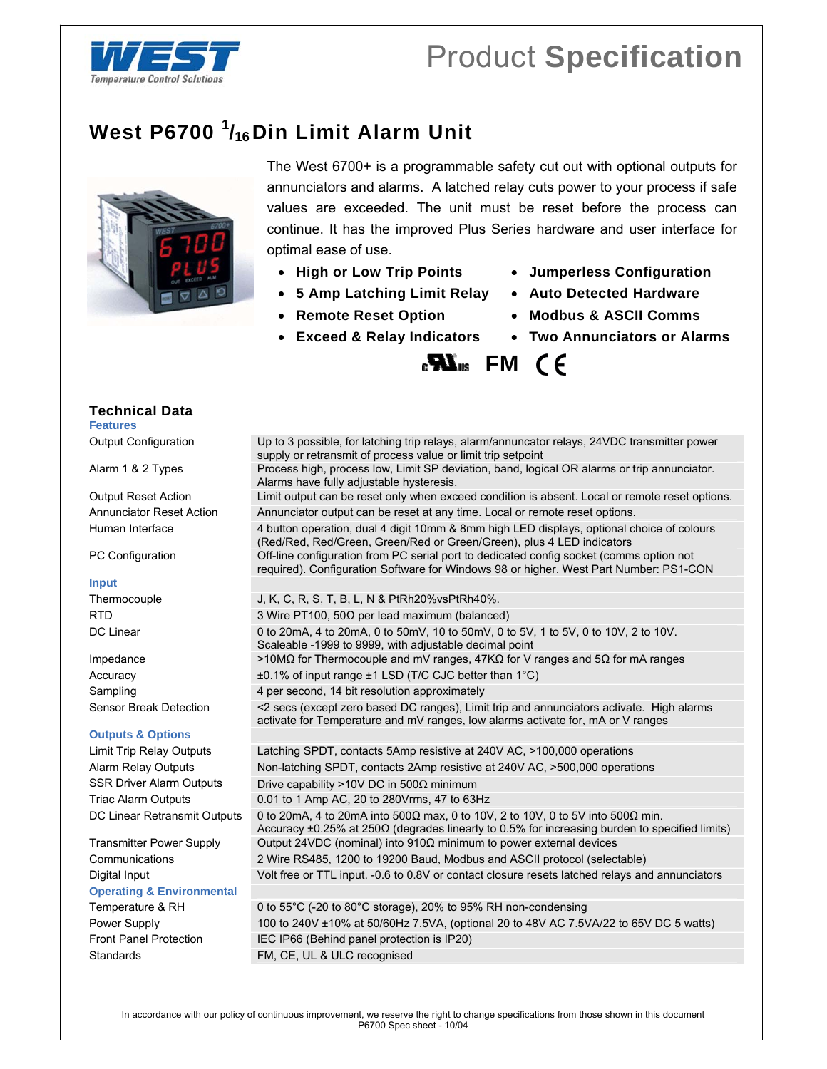# Product Specification

## West P6700 $^{1}/_{16}$ Din Limit Alarm Unit

The West 6700+ is a programmable safety cut out with optional outputs for annunciators and alarms. A latched relay cuts power to your process if safe values are exceeded. The unit must be reset before the process can continue. It has the improved Plus Series hardware and user interface for optimal ease of use.

- **High or Low Trip Points**
- **5 Amp Latching Limit Relay**
- **Remote Reset Option**
- **Exceed & Relay Indicators**
- **Jumperless Configuration**
- **Auto Detected Hardware**
- **Modbus & ASCII Comms**
- **Two Annunciators or Alarms**

c UL us FM CE

### Technical Data

| | |
|---|---|
| **Features** | |
| Output Configuration | Up to 3 possible, for latching trip relays, alarm/annuncator relays, 24VDC transmitter power supply or retransmit of process value or limit trip setpoint |
| Alarm 1 & 2 Types | Process high, process low, Limit SP deviation, band, logical OR alarms or trip annunciator. Alarms have fully adjustable hysteresis. |
| Output Reset Action | Limit output can be reset only when exceed condition is absent. Local or remote reset options. |
| Annunciator Reset Action | Annunciator output can be reset at any time. Local or remote reset options. |
| Human Interface | 4 button operation, dual 4 digit 10mm & 8mm high LED displays, optional choice of colours (Red/Red, Red/Green, Green/Red or Green/Green), plus 4 LED indicators |
| PC Configuration | Off-line configuration from PC serial port to dedicated config socket (comms option not required). Configuration Software for Windows 98 or higher. West Part Number: PS1-CON |
| **Input** | |
| Thermocouple | J, K, C, R, S, T, B, L, N & PtRh20%vsPtRh40%. |
| RTD | 3 Wire PT100, 50Ω per lead maximum (balanced) |
| DC Linear | 0 to 20mA, 4 to 20mA, 0 to 50mV, 10 to 50mV, 0 to 5V, 1 to 5V, 0 to 10V, 2 to 10V. Scaleable -1999 to 9999, with adjustable decimal point |
| Impedance | >10MΩ for Thermocouple and mV ranges, 47KΩ for V ranges and 5Ω for mA ranges |
| Accuracy | ±0.1% of input range ±1 LSD (T/C CJC better than 1°C) |
| Sampling | 4 per second, 14 bit resolution approximately |
| Sensor Break Detection | <2 secs (except zero based DC ranges), Limit trip and annunciators activate. High alarms activate for Temperature and mV ranges, low alarms activate for, mA or V ranges |
| **Outputs & Options** | |
| Limit Trip Relay Outputs | Latching SPDT, contacts 5Amp resistive at 240V AC, >100,000 operations |
| Alarm Relay Outputs | Non-latching SPDT, contacts 2Amp resistive at 240V AC, >500,000 operations |
| SSR Driver Alarm Outputs | Drive capability >10V DC in 500Ω minimum |
| Triac Alarm Outputs | 0.01 to 1 Amp AC, 20 to 280Vrms, 47 to 63Hz |
| DC Linear Retransmit Outputs | 0 to 20mA, 4 to 20mA into 500Ω max, 0 to 10V, 2 to 10V, 0 to 5V into 500Ω min. Accuracy ±0.25% at 250Ω (degrades linearly to 0.5% for increasing burden to specified limits) |
| Transmitter Power Supply | Output 24VDC (nominal) into 910Ω minimum to power external devices |
| Communications | 2 Wire RS485, 1200 to 19200 Baud, Modbus and ASCII protocol (selectable) |
| Digital Input | Volt free or TTL input. -0.6 to 0.8V or contact closure resets latched relays and annunciators |
| **Operating & Environmental** | |
| Temperature & RH | 0 to 55°C (-20 to 80°C storage), 20% to 95% RH non-condensing |
| Power Supply | 100 to 240V ±10% at 50/60Hz 7.5VA, (optional 20 to 48V AC 7.5VA/22 to 65V DC 5 watts) |
| Front Panel Protection | IEC IP66 (Behind panel protection is IP20) |
| Standards | FM, CE, UL & ULC recognised |

In accordance with our policy of continuous improvement, we reserve the right to change specifications from those shown in this document
P6700 Spec sheet - 10/04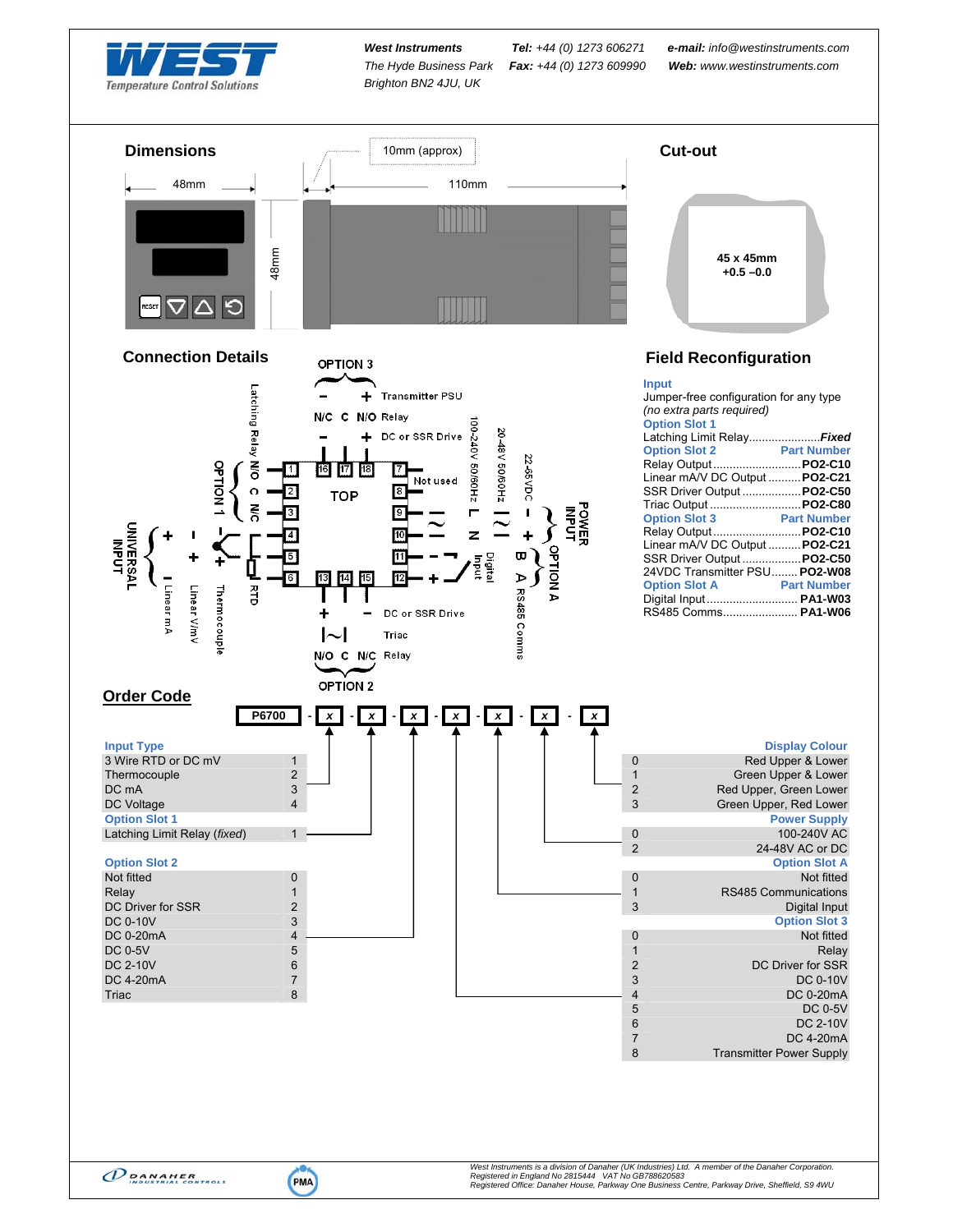**West Instruments**
The Hyde Business Park
Brighton BN2 4JU, UK

***Tel:*** *+44 (0) 1273 606271*
***Fax:*** *+44 (0) 1273 609990*

***e-mail:*** *info@westinstruments.com*
***Web:*** *www.westinstruments.com*

## Dimensions

10mm (approx)

48mm

110mm

48mm

## Cut-out

45 x 45mm
+0.5 –0.0

## Connection Details

OPTION 3

- Transmitter PSU: – +
- Relay: N/C C N/O
- DC or SSR Drive: – +

Latching Relay N/O C N/C

OPTION 1

TOP

Not used

100-240V 50/60Hz L N

20-48V 50/60Hz ~

22-65VDC – +

POWER INPUT

UNIVERSAL INPUT

Linear mA, Linear V/mV, Thermocouple, RTD

Digital Input

OPTION A

B A RS485 Comms

- DC or SSR Drive: + –
- Triac
- Relay: N/O C N/C

OPTION 2

## Field Reconfiguration

**Input**
Jumper-free configuration for any type
*(no extra parts required)*

| Option Slot 1 | |
|---|---|
| Latching Limit Relay | *Fixed* |

| Option Slot 2 | Part Number |
|---|---|
| Relay Output | PO2-C10 |
| Linear mA/V DC Output | PO2-C21 |
| SSR Driver Output | PO2-C50 |
| Triac Output | PO2-C80 |

| Option Slot 3 | Part Number |
|---|---|
| Relay Output | PO2-C10 |
| Linear mA/V DC Output | PO2-C21 |
| SSR Driver Output | PO2-C50 |
| 24VDC Transmitter PSU | PO2-W08 |

| Option Slot A | Part Number |
|---|---|
| Digital Input | PA1-W03 |
| RS485 Comms | PA1-W06 |

## Order Code

P6700 - x - x - x - x - x - x - x

| Input Type | |
|---|---|
| 3 Wire RTD or DC mV | 1 |
| Thermocouple | 2 |
| DC mA | 3 |
| DC Voltage | 4 |

| Option Slot 1 | |
|---|---|
| Latching Limit Relay *(fixed)* | 1 |

| Option Slot 2 | |
|---|---|
| Not fitted | 0 |
| Relay | 1 |
| DC Driver for SSR | 2 |
| DC 0-10V | 3 |
| DC 0-20mA | 4 |
| DC 0-5V | 5 |
| DC 2-10V | 6 |
| DC 4-20mA | 7 |
| Triac | 8 |

| | Display Colour |
|---|---|
| 0 | Red Upper & Lower |
| 1 | Green Upper & Lower |
| 2 | Red Upper, Green Lower |
| 3 | Green Upper, Red Lower |

| | Power Supply |
|---|---|
| 0 | 100-240V AC |
| 2 | 24-48V AC or DC |

| | Option Slot A |
|---|---|
| 0 | Not fitted |
| 1 | RS485 Communications |
| 3 | Digital Input |

| | Option Slot 3 |
|---|---|
| 0 | Not fitted |
| 1 | Relay |
| 2 | DC Driver for SSR |
| 3 | DC 0-10V |
| 4 | DC 0-20mA |
| 5 | DC 0-5V |
| 6 | DC 2-10V |
| 7 | DC 4-20mA |
| 8 | Transmitter Power Supply |

*West Instruments is a division of Danaher (UK Industries) Ltd. A member of the Danaher Corporation.*
*Registered in England No 2815444 VAT No GB788620583*
*Registered Office: Danaher House, Parkway One Business Centre, Parkway Drive, Sheffield, S9 4WU*